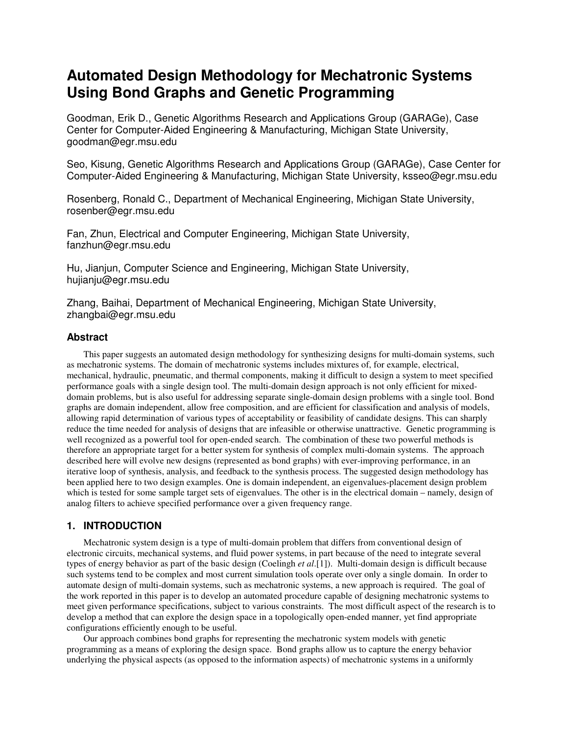# Automated Design Methodology for Mechatronic Systems Using Bond Graphs and Genetic Programming

Goodman, Erik D., Genetic Algorithms Research and Applications Group (GARAGe), Case Center for Computer-Aided Engineering & Manufacturing, Michigan State University, goodman@egr.msu.edu

Seo, Kisung, Genetic Algorithms Research and Applications Group (GARAGe), Case Center for Computer-Aided Engineering & Manufacturing, Michigan State University, ksseo@egr.msu.edu

Rosenberg, Ronald C., Department of Mechanical Engineering, Michigan State University, rosenber@egr.msu.edu

Fan, Zhun, Electrical and Computer Engineering, Michigan State University, fanzhun@egr.msu.edu

Hu, Jianjun, Computer Science and Engineering, Michigan State University, hujianju@egr.msu.edu

Zhang, Baihai, Department of Mechanical Engineering, Michigan State University, zhangbai@egr.msu.edu

## Abstract

This paper suggests an automated design methodology for synthesizing designs for multi-domain systems, such as mechatronic systems. The domain of mechatronic systems includes mixtures of, for example, electrical, mechanical, hydraulic, pneumatic, and thermal components, making it difficult to design a system to meet specified performance goals with a single design tool. The multi-domain design approach is not only efficient for mixed-domain problems, but is also useful for addressing separate single-domain design problems with a single tool. Bond graphs are domain independent, allow free composition, and are efficient for classification and analysis of models, allowing rapid determination of various types of acceptability or feasibility of candidate designs. This can sharply reduce the time needed for analysis of designs that are infeasible or otherwise unattractive. Genetic programming is well recognized as a powerful tool for open-ended search. The combination of these two powerful methods is therefore an appropriate target for a better system for synthesis of complex multi-domain systems. The approach described here will evolve new designs (represented as bond graphs) with ever-improving performance, in an iterative loop of synthesis, analysis, and feedback to the synthesis process. The suggested design methodology has been applied here to two design examples. One is domain independent, an eigenvalues-placement design problem which is tested for some sample target sets of eigenvalues. The other is in the electrical domain – namely, design of analog filters to achieve specified performance over a given frequency range.

## 1. INTRODUCTION

Mechatronic system design is a type of multi-domain problem that differs from conventional design of electronic circuits, mechanical systems, and fluid power systems, in part because of the need to integrate several types of energy behavior as part of the basic design (Coelingh *et al*.[1]). Multi-domain design is difficult because such systems tend to be complex and most current simulation tools operate over only a single domain. In order to automate design of multi-domain systems, such as mechatronic systems, a new approach is required. The goal of the work reported in this paper is to develop an automated procedure capable of designing mechatronic systems to meet given performance specifications, subject to various constraints. The most difficult aspect of the research is to develop a method that can explore the design space in a topologically open-ended manner, yet find appropriate configurations efficiently enough to be useful.

Our approach combines bond graphs for representing the mechatronic system models with genetic programming as a means of exploring the design space. Bond graphs allow us to capture the energy behavior underlying the physical aspects (as opposed to the information aspects) of mechatronic systems in a uniformly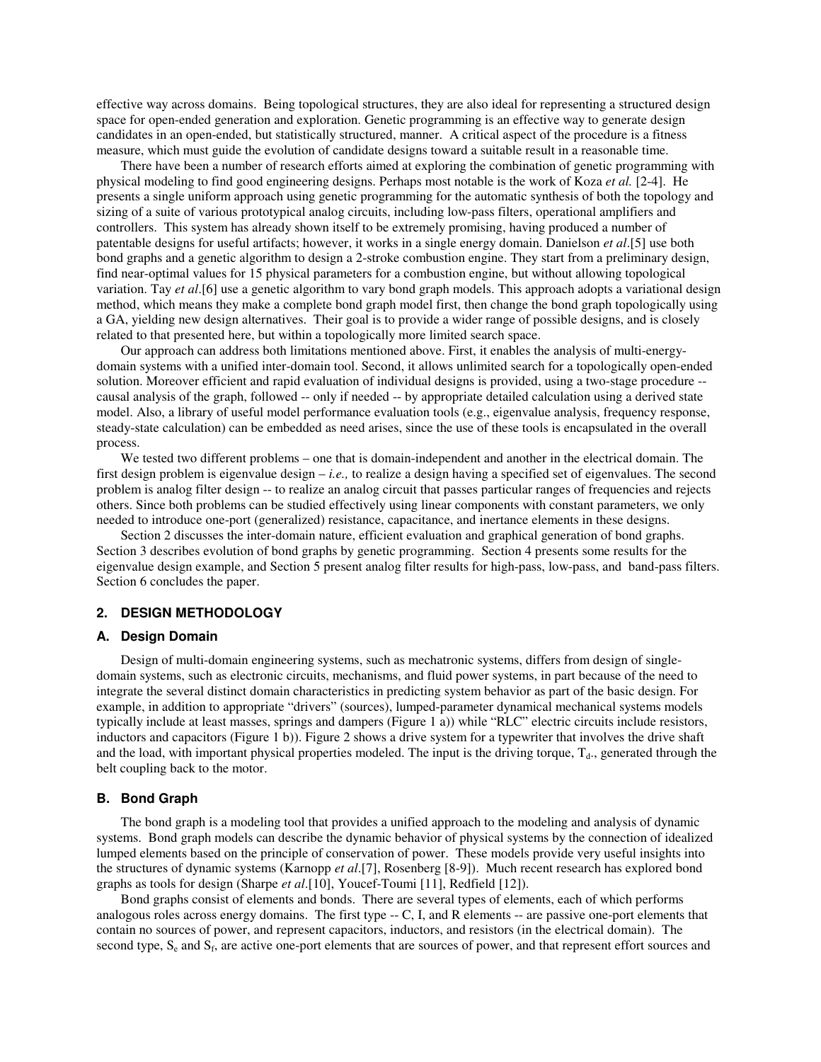effective way across domains. Being topological structures, they are also ideal for representing a structured design space for open-ended generation and exploration. Genetic programming is an effective way to generate design candidates in an open-ended, but statistically structured, manner. A critical aspect of the procedure is a fitness measure, which must guide the evolution of candidate designs toward a suitable result in a reasonable time.

There have been a number of research efforts aimed at exploring the combination of genetic programming with physical modeling to find good engineering designs. Perhaps most notable is the work of Koza *et al.* [2-4]. He presents a single uniform approach using genetic programming for the automatic synthesis of both the topology and sizing of a suite of various prototypical analog circuits, including low-pass filters, operational amplifiers and controllers. This system has already shown itself to be extremely promising, having produced a number of patentable designs for useful artifacts; however, it works in a single energy domain. Danielson *et al*.[5] use both bond graphs and a genetic algorithm to design a 2-stroke combustion engine. They start from a preliminary design, find near-optimal values for 15 physical parameters for a combustion engine, but without allowing topological variation. Tay *et al*.[6] use a genetic algorithm to vary bond graph models. This approach adopts a variational design method, which means they make a complete bond graph model first, then change the bond graph topologically using a GA, yielding new design alternatives. Their goal is to provide a wider range of possible designs, and is closely related to that presented here, but within a topologically more limited search space.

Our approach can address both limitations mentioned above. First, it enables the analysis of multi-energy-domain systems with a unified inter-domain tool. Second, it allows unlimited search for a topologically open-ended solution. Moreover efficient and rapid evaluation of individual designs is provided, using a two-stage procedure -- causal analysis of the graph, followed -- only if needed -- by appropriate detailed calculation using a derived state model. Also, a library of useful model performance evaluation tools (e.g., eigenvalue analysis, frequency response, steady-state calculation) can be embedded as need arises, since the use of these tools is encapsulated in the overall process.

We tested two different problems – one that is domain-independent and another in the electrical domain. The first design problem is eigenvalue design – *i.e.,* to realize a design having a specified set of eigenvalues. The second problem is analog filter design -- to realize an analog circuit that passes particular ranges of frequencies and rejects others. Since both problems can be studied effectively using linear components with constant parameters, we only needed to introduce one-port (generalized) resistance, capacitance, and inertance elements in these designs.

Section 2 discusses the inter-domain nature, efficient evaluation and graphical generation of bond graphs. Section 3 describes evolution of bond graphs by genetic programming. Section 4 presents some results for the eigenvalue design example, and Section 5 present analog filter results for high-pass, low-pass, and band-pass filters. Section 6 concludes the paper.

## 2. DESIGN METHODOLOGY

### A. Design Domain

Design of multi-domain engineering systems, such as mechatronic systems, differs from design of single-domain systems, such as electronic circuits, mechanisms, and fluid power systems, in part because of the need to integrate the several distinct domain characteristics in predicting system behavior as part of the basic design. For example, in addition to appropriate "drivers" (sources), lumped-parameter dynamical mechanical systems models typically include at least masses, springs and dampers (Figure 1 a)) while "RLC" electric circuits include resistors, inductors and capacitors (Figure 1 b)). Figure 2 shows a drive system for a typewriter that involves the drive shaft and the load, with important physical properties modeled. The input is the driving torque, $T_d$., generated through the belt coupling back to the motor.

### B. Bond Graph

The bond graph is a modeling tool that provides a unified approach to the modeling and analysis of dynamic systems. Bond graph models can describe the dynamic behavior of physical systems by the connection of idealized lumped elements based on the principle of conservation of power. These models provide very useful insights into the structures of dynamic systems (Karnopp *et al*.[7], Rosenberg [8-9]). Much recent research has explored bond graphs as tools for design (Sharpe *et al*.[10], Youcef-Toumi [11], Redfield [12]).

Bond graphs consist of elements and bonds. There are several types of elements, each of which performs analogous roles across energy domains. The first type -- C, I, and R elements -- are passive one-port elements that contain no sources of power, and represent capacitors, inductors, and resistors (in the electrical domain). The second type, $S_e$ and $S_f$, are active one-port elements that are sources of power, and that represent effort sources and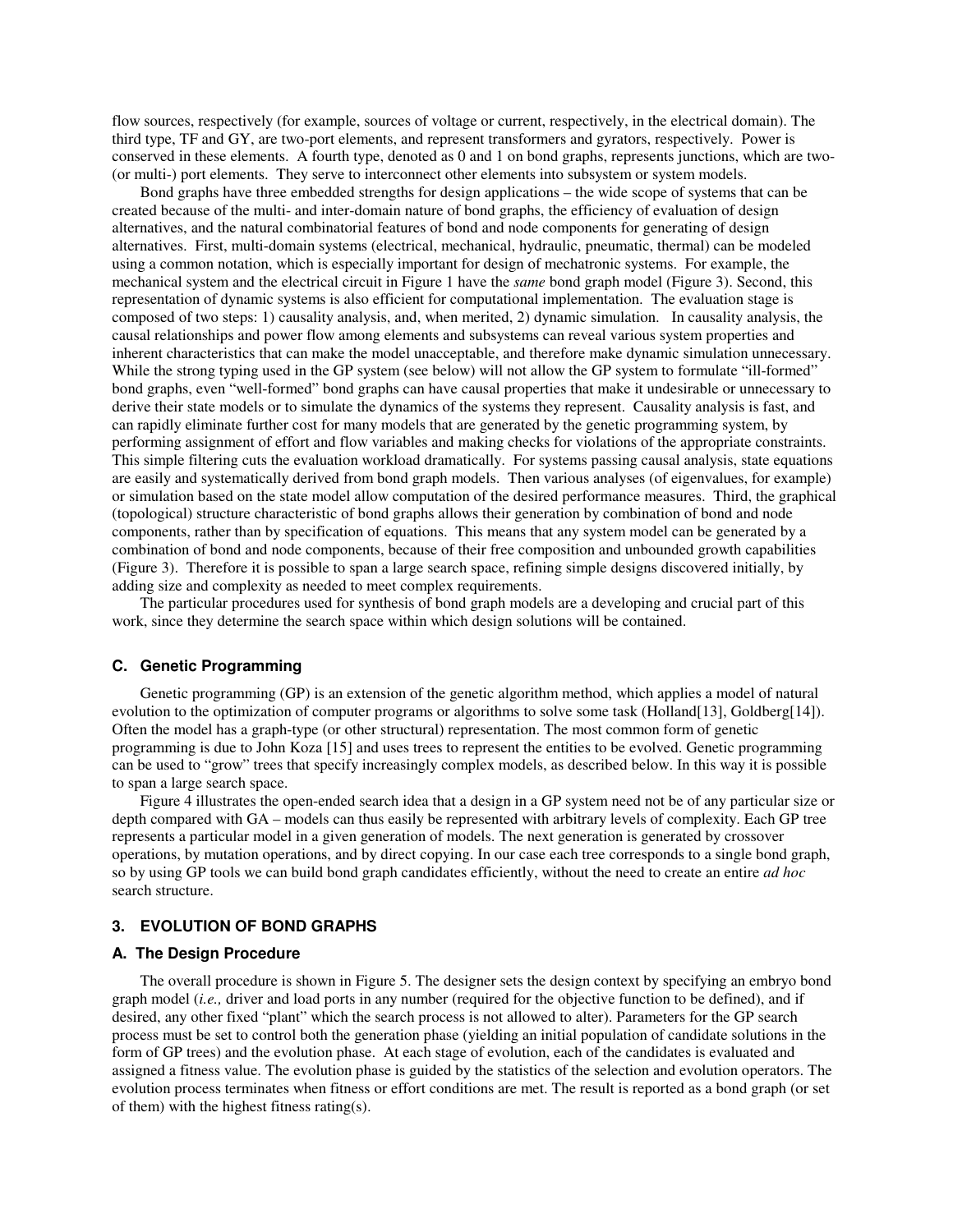flow sources, respectively (for example, sources of voltage or current, respectively, in the electrical domain). The third type, TF and GY, are two-port elements, and represent transformers and gyrators, respectively. Power is conserved in these elements. A fourth type, denoted as 0 and 1 on bond graphs, represents junctions, which are two- (or multi-) port elements. They serve to interconnect other elements into subsystem or system models.

Bond graphs have three embedded strengths for design applications – the wide scope of systems that can be created because of the multi- and inter-domain nature of bond graphs, the efficiency of evaluation of design alternatives, and the natural combinatorial features of bond and node components for generating of design alternatives. First, multi-domain systems (electrical, mechanical, hydraulic, pneumatic, thermal) can be modeled using a common notation, which is especially important for design of mechatronic systems. For example, the mechanical system and the electrical circuit in Figure 1 have the *same* bond graph model (Figure 3). Second, this representation of dynamic systems is also efficient for computational implementation. The evaluation stage is composed of two steps: 1) causality analysis, and, when merited, 2) dynamic simulation. In causality analysis, the causal relationships and power flow among elements and subsystems can reveal various system properties and inherent characteristics that can make the model unacceptable, and therefore make dynamic simulation unnecessary. While the strong typing used in the GP system (see below) will not allow the GP system to formulate "ill-formed" bond graphs, even "well-formed" bond graphs can have causal properties that make it undesirable or unnecessary to derive their state models or to simulate the dynamics of the systems they represent. Causality analysis is fast, and can rapidly eliminate further cost for many models that are generated by the genetic programming system, by performing assignment of effort and flow variables and making checks for violations of the appropriate constraints. This simple filtering cuts the evaluation workload dramatically. For systems passing causal analysis, state equations are easily and systematically derived from bond graph models. Then various analyses (of eigenvalues, for example) or simulation based on the state model allow computation of the desired performance measures. Third, the graphical (topological) structure characteristic of bond graphs allows their generation by combination of bond and node components, rather than by specification of equations. This means that any system model can be generated by a combination of bond and node components, because of their free composition and unbounded growth capabilities (Figure 3). Therefore it is possible to span a large search space, refining simple designs discovered initially, by adding size and complexity as needed to meet complex requirements.

The particular procedures used for synthesis of bond graph models are a developing and crucial part of this work, since they determine the search space within which design solutions will be contained.

### C. Genetic Programming

Genetic programming (GP) is an extension of the genetic algorithm method, which applies a model of natural evolution to the optimization of computer programs or algorithms to solve some task (Holland[13], Goldberg[14]). Often the model has a graph-type (or other structural) representation. The most common form of genetic programming is due to John Koza [15] and uses trees to represent the entities to be evolved. Genetic programming can be used to "grow" trees that specify increasingly complex models, as described below. In this way it is possible to span a large search space.

Figure 4 illustrates the open-ended search idea that a design in a GP system need not be of any particular size or depth compared with GA – models can thus easily be represented with arbitrary levels of complexity. Each GP tree represents a particular model in a given generation of models. The next generation is generated by crossover operations, by mutation operations, and by direct copying. In our case each tree corresponds to a single bond graph, so by using GP tools we can build bond graph candidates efficiently, without the need to create an entire *ad hoc* search structure.

## 3. EVOLUTION OF BOND GRAPHS

### A. The Design Procedure

The overall procedure is shown in Figure 5. The designer sets the design context by specifying an embryo bond graph model (*i.e.,* driver and load ports in any number (required for the objective function to be defined), and if desired, any other fixed "plant" which the search process is not allowed to alter). Parameters for the GP search process must be set to control both the generation phase (yielding an initial population of candidate solutions in the form of GP trees) and the evolution phase. At each stage of evolution, each of the candidates is evaluated and assigned a fitness value. The evolution phase is guided by the statistics of the selection and evolution operators. The evolution process terminates when fitness or effort conditions are met. The result is reported as a bond graph (or set of them) with the highest fitness rating(s).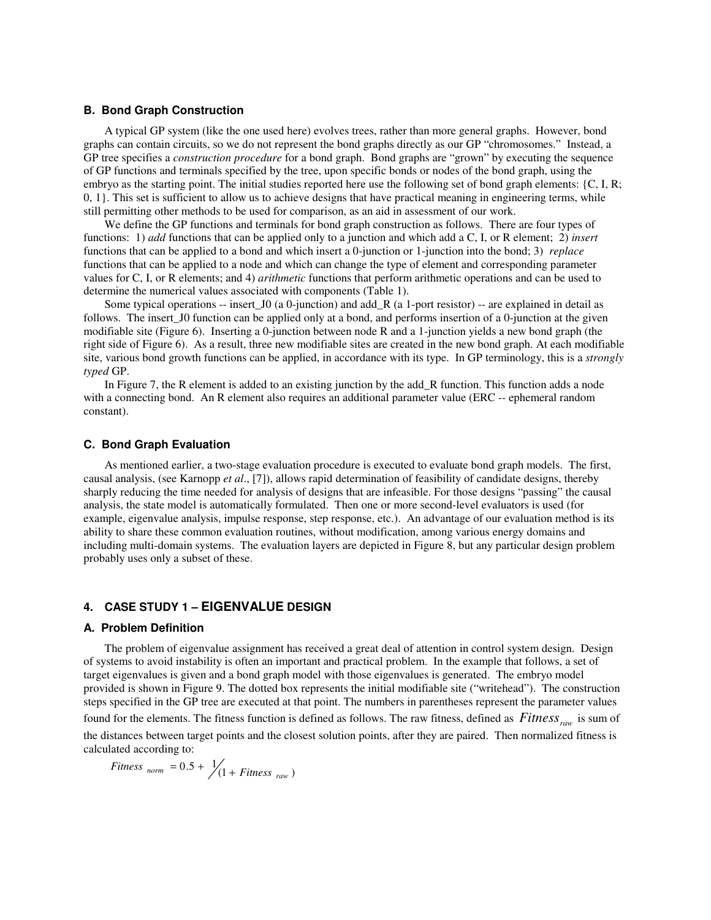### B. Bond Graph Construction

A typical GP system (like the one used here) evolves trees, rather than more general graphs. However, bond graphs can contain circuits, so we do not represent the bond graphs directly as our GP "chromosomes." Instead, a GP tree specifies a *construction procedure* for a bond graph. Bond graphs are "grown" by executing the sequence of GP functions and terminals specified by the tree, upon specific bonds or nodes of the bond graph, using the embryo as the starting point. The initial studies reported here use the following set of bond graph elements: {C, I, R; 0, 1}. This set is sufficient to allow us to achieve designs that have practical meaning in engineering terms, while still permitting other methods to be used for comparison, as an aid in assessment of our work.

We define the GP functions and terminals for bond graph construction as follows. There are four types of functions: 1) *add* functions that can be applied only to a junction and which add a C, I, or R element; 2) *insert* functions that can be applied to a bond and which insert a 0-junction or 1-junction into the bond; 3) *replace* functions that can be applied to a node and which can change the type of element and corresponding parameter values for C, I, or R elements; and 4) *arithmetic* functions that perform arithmetic operations and can be used to determine the numerical values associated with components (Table 1).

Some typical operations -- insert_J0 (a 0-junction) and add_R (a 1-port resistor) -- are explained in detail as follows. The insert_J0 function can be applied only at a bond, and performs insertion of a 0-junction at the given modifiable site (Figure 6). Inserting a 0-junction between node R and a 1-junction yields a new bond graph (the right side of Figure 6). As a result, three new modifiable sites are created in the new bond graph. At each modifiable site, various bond growth functions can be applied, in accordance with its type. In GP terminology, this is a *strongly typed* GP.

In Figure 7, the R element is added to an existing junction by the add_R function. This function adds a node with a connecting bond. An R element also requires an additional parameter value (ERC -- ephemeral random constant).

### C. Bond Graph Evaluation

As mentioned earlier, a two-stage evaluation procedure is executed to evaluate bond graph models. The first, causal analysis, (see Karnopp *et al*., [7]), allows rapid determination of feasibility of candidate designs, thereby sharply reducing the time needed for analysis of designs that are infeasible. For those designs "passing" the causal analysis, the state model is automatically formulated. Then one or more second-level evaluators is used (for example, eigenvalue analysis, impulse response, step response, etc.). An advantage of our evaluation method is its ability to share these common evaluation routines, without modification, among various energy domains and including multi-domain systems. The evaluation layers are depicted in Figure 8, but any particular design problem probably uses only a subset of these.

## 4. CASE STUDY 1 – EIGENVALUE DESIGN

### A. Problem Definition

The problem of eigenvalue assignment has received a great deal of attention in control system design. Design of systems to avoid instability is often an important and practical problem. In the example that follows, a set of target eigenvalues is given and a bond graph model with those eigenvalues is generated. The embryo model provided is shown in Figure 9. The dotted box represents the initial modifiable site ("writehead"). The construction steps specified in the GP tree are executed at that point. The numbers in parentheses represent the parameter values found for the elements. The fitness function is defined as follows. The raw fitness, defined as $Fitness_{raw}$ is sum of the distances between target points and the closest solution points, after they are paired. Then normalized fitness is calculated according to:

$$Fitness_{norm} = 0.5 + 1/(1 + Fitness_{raw})$$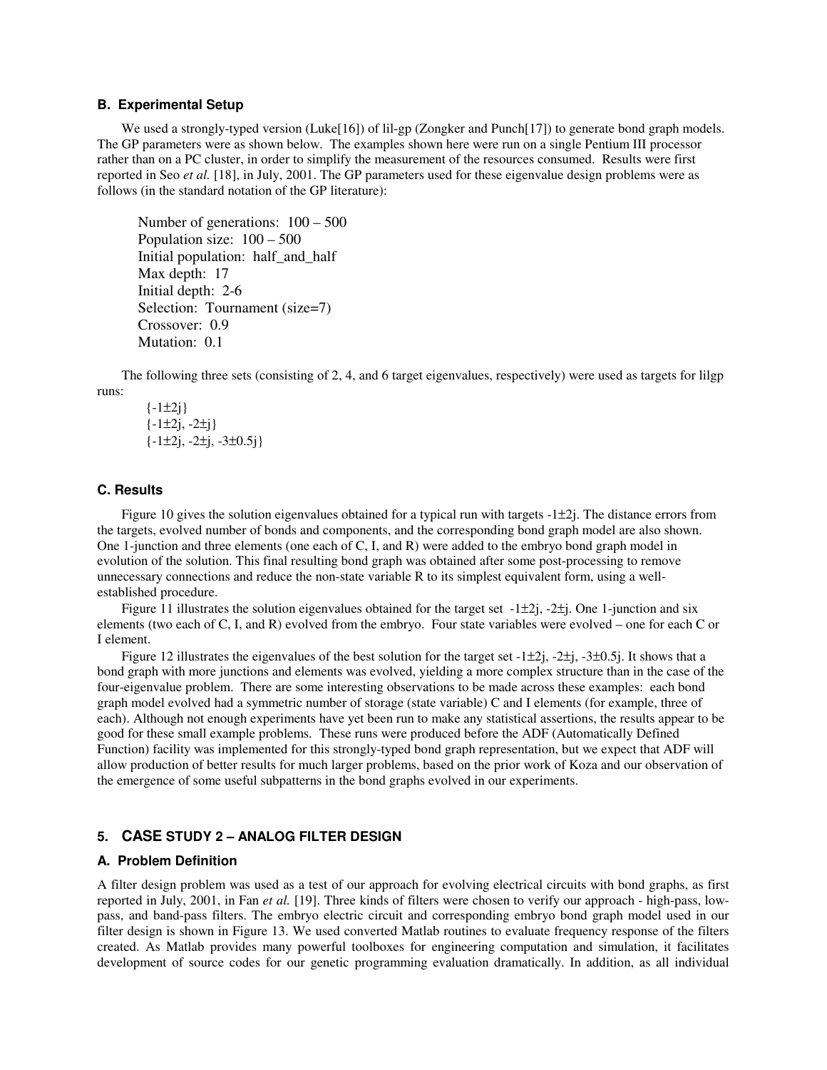### B. Experimental Setup

We used a strongly-typed version (Luke[16]) of lil-gp (Zongker and Punch[17]) to generate bond graph models. The GP parameters were as shown below. The examples shown here were run on a single Pentium III processor rather than on a PC cluster, in order to simplify the measurement of the resources consumed. Results were first reported in Seo *et al.* [18], in July, 2001. The GP parameters used for these eigenvalue design problems were as follows (in the standard notation of the GP literature):

Number of generations: 100 – 500
Population size: 100 – 500
Initial population: half_and_half
Max depth: 17
Initial depth: 2-6
Selection: Tournament (size=7)
Crossover: 0.9
Mutation: 0.1

The following three sets (consisting of 2, 4, and 6 target eigenvalues, respectively) were used as targets for lilgp runs:

{$-1\pm2j$}
{$-1\pm2j$, $-2\pm j$}
{$-1\pm2j$, $-2\pm j$, $-3\pm0.5j$}

### C. Results

Figure 10 gives the solution eigenvalues obtained for a typical run with targets $-1\pm2j$. The distance errors from the targets, evolved number of bonds and components, and the corresponding bond graph model are also shown. One 1-junction and three elements (one each of C, I, and R) were added to the embryo bond graph model in evolution of the solution. This final resulting bond graph was obtained after some post-processing to remove unnecessary connections and reduce the non-state variable R to its simplest equivalent form, using a well-established procedure.

Figure 11 illustrates the solution eigenvalues obtained for the target set $-1\pm2j$, $-2\pm j$. One 1-junction and six elements (two each of C, I, and R) evolved from the embryo. Four state variables were evolved – one for each C or I element.

Figure 12 illustrates the eigenvalues of the best solution for the target set $-1\pm2j$, $-2\pm j$, $-3\pm0.5j$. It shows that a bond graph with more junctions and elements was evolved, yielding a more complex structure than in the case of the four-eigenvalue problem. There are some interesting observations to be made across these examples: each bond graph model evolved had a symmetric number of storage (state variable) C and I elements (for example, three of each). Although not enough experiments have yet been run to make any statistical assertions, the results appear to be good for these small example problems. These runs were produced before the ADF (Automatically Defined Function) facility was implemented for this strongly-typed bond graph representation, but we expect that ADF will allow production of better results for much larger problems, based on the prior work of Koza and our observation of the emergence of some useful subpatterns in the bond graphs evolved in our experiments.

## 5. CASE STUDY 2 – ANALOG FILTER DESIGN

### A. Problem Definition

A filter design problem was used as a test of our approach for evolving electrical circuits with bond graphs, as first reported in July, 2001, in Fan *et al.* [19]. Three kinds of filters were chosen to verify our approach - high-pass, low-pass, and band-pass filters. The embryo electric circuit and corresponding embryo bond graph model used in our filter design is shown in Figure 13. We used converted Matlab routines to evaluate frequency response of the filters created. As Matlab provides many powerful toolboxes for engineering computation and simulation, it facilitates development of source codes for our genetic programming evaluation dramatically. In addition, as all individual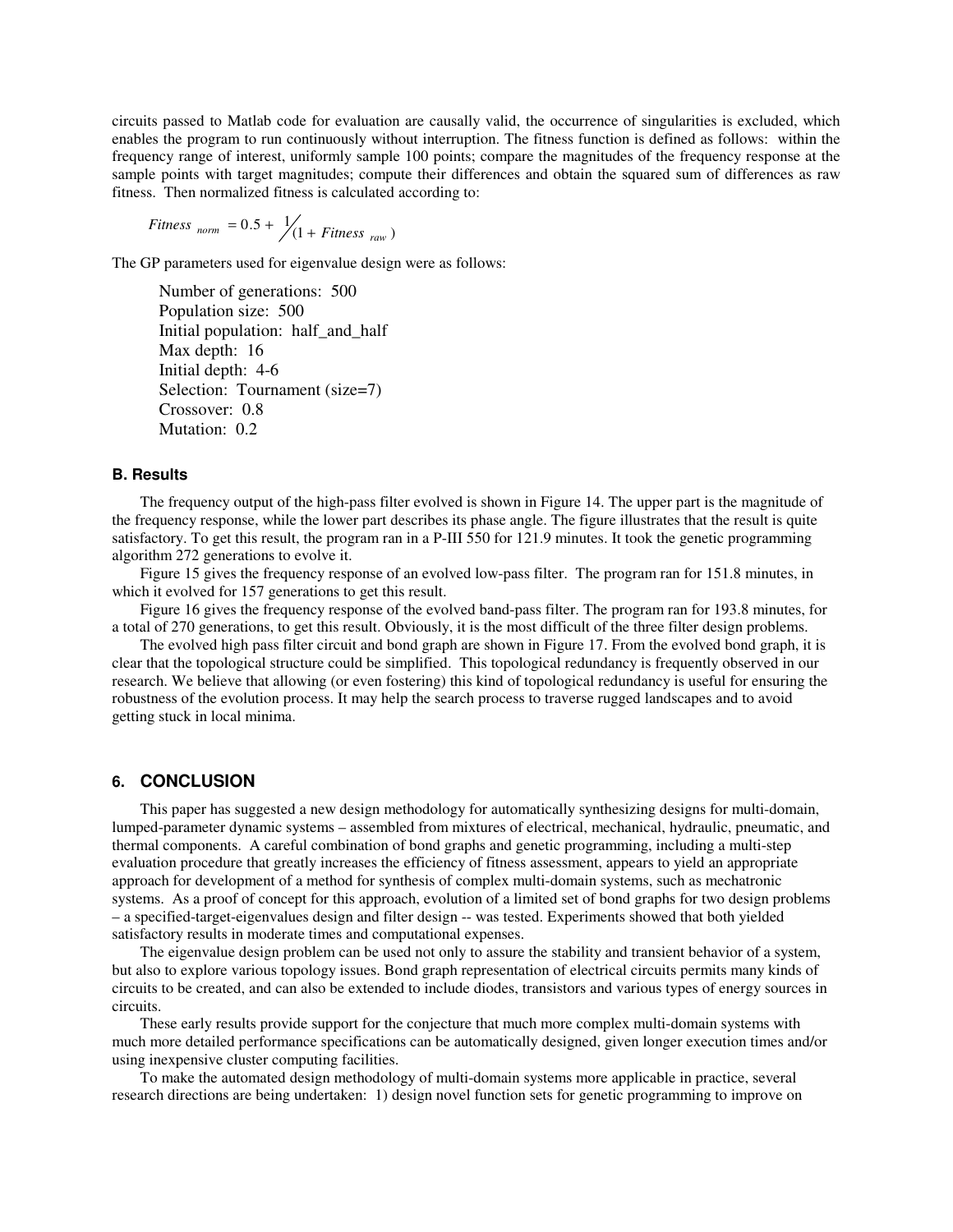circuits passed to Matlab code for evaluation are causally valid, the occurrence of singularities is excluded, which enables the program to run continuously without interruption. The fitness function is defined as follows: within the frequency range of interest, uniformly sample 100 points; compare the magnitudes of the frequency response at the sample points with target magnitudes; compute their differences and obtain the squared sum of differences as raw fitness. Then normalized fitness is calculated according to:

$$Fitness_{norm} = 0.5 + 1/(1 + Fitness_{raw})$$

The GP parameters used for eigenvalue design were as follows:

Number of generations: 500
Population size: 500
Initial population: half_and_half
Max depth: 16
Initial depth: 4-6
Selection: Tournament (size=7)
Crossover: 0.8
Mutation: 0.2

### B. Results

The frequency output of the high-pass filter evolved is shown in Figure 14. The upper part is the magnitude of the frequency response, while the lower part describes its phase angle. The figure illustrates that the result is quite satisfactory. To get this result, the program ran in a P-III 550 for 121.9 minutes. It took the genetic programming algorithm 272 generations to evolve it.

Figure 15 gives the frequency response of an evolved low-pass filter. The program ran for 151.8 minutes, in which it evolved for 157 generations to get this result.

Figure 16 gives the frequency response of the evolved band-pass filter. The program ran for 193.8 minutes, for a total of 270 generations, to get this result. Obviously, it is the most difficult of the three filter design problems.

The evolved high pass filter circuit and bond graph are shown in Figure 17. From the evolved bond graph, it is clear that the topological structure could be simplified. This topological redundancy is frequently observed in our research. We believe that allowing (or even fostering) this kind of topological redundancy is useful for ensuring the robustness of the evolution process. It may help the search process to traverse rugged landscapes and to avoid getting stuck in local minima.

## 6. CONCLUSION

This paper has suggested a new design methodology for automatically synthesizing designs for multi-domain, lumped-parameter dynamic systems – assembled from mixtures of electrical, mechanical, hydraulic, pneumatic, and thermal components. A careful combination of bond graphs and genetic programming, including a multi-step evaluation procedure that greatly increases the efficiency of fitness assessment, appears to yield an appropriate approach for development of a method for synthesis of complex multi-domain systems, such as mechatronic systems. As a proof of concept for this approach, evolution of a limited set of bond graphs for two design problems – a specified-target-eigenvalues design and filter design -- was tested. Experiments showed that both yielded satisfactory results in moderate times and computational expenses.

The eigenvalue design problem can be used not only to assure the stability and transient behavior of a system, but also to explore various topology issues. Bond graph representation of electrical circuits permits many kinds of circuits to be created, and can also be extended to include diodes, transistors and various types of energy sources in circuits.

These early results provide support for the conjecture that much more complex multi-domain systems with much more detailed performance specifications can be automatically designed, given longer execution times and/or using inexpensive cluster computing facilities.

To make the automated design methodology of multi-domain systems more applicable in practice, several research directions are being undertaken: 1) design novel function sets for genetic programming to improve on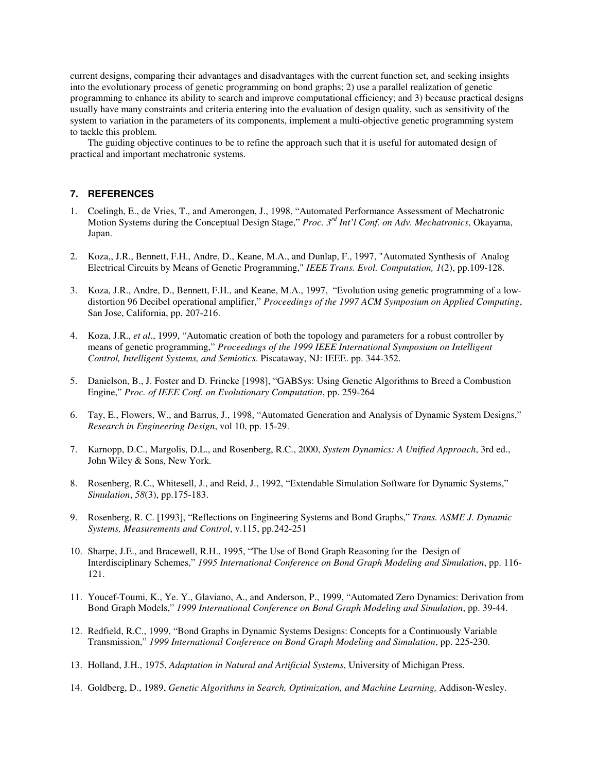current designs, comparing their advantages and disadvantages with the current function set, and seeking insights into the evolutionary process of genetic programming on bond graphs; 2) use a parallel realization of genetic programming to enhance its ability to search and improve computational efficiency; and 3) because practical designs usually have many constraints and criteria entering into the evaluation of design quality, such as sensitivity of the system to variation in the parameters of its components, implement a multi-objective genetic programming system to tackle this problem.

The guiding objective continues to be to refine the approach such that it is useful for automated design of practical and important mechatronic systems.

### 7. REFERENCES

1. Coelingh, E., de Vries, T., and Amerongen, J., 1998, "Automated Performance Assessment of Mechatronic Motion Systems during the Conceptual Design Stage," *Proc. 3rd Int'l Conf. on Adv. Mechatronics*, Okayama, Japan.

2. Koza,, J.R., Bennett, F.H., Andre, D., Keane, M.A., and Dunlap, F., 1997, "Automated Synthesis of Analog Electrical Circuits by Means of Genetic Programming," *IEEE Trans. Evol. Computation, 1*(2), pp.109-128.

3. Koza, J.R., Andre, D., Bennett, F.H., and Keane, M.A., 1997, "Evolution using genetic programming of a low-distortion 96 Decibel operational amplifier," *Proceedings of the 1997 ACM Symposium on Applied Computing*, San Jose, California, pp. 207-216.

4. Koza, J.R., *et al*., 1999, "Automatic creation of both the topology and parameters for a robust controller by means of genetic programming," *Proceedings of the 1999 IEEE International Symposium on Intelligent Control, Intelligent Systems, and Semiotics*. Piscataway, NJ: IEEE. pp. 344-352.

5. Danielson, B., J. Foster and D. Frincke [1998], "GABSys: Using Genetic Algorithms to Breed a Combustion Engine," *Proc. of IEEE Conf. on Evolutionary Computation*, pp. 259-264

6. Tay, E., Flowers, W., and Barrus, J., 1998, "Automated Generation and Analysis of Dynamic System Designs," *Research in Engineering Design*, vol 10, pp. 15-29.

7. Karnopp, D.C., Margolis, D.L., and Rosenberg, R.C., 2000, *System Dynamics: A Unified Approach*, 3rd ed., John Wiley & Sons, New York.

8. Rosenberg, R.C., Whitesell, J., and Reid, J., 1992, "Extendable Simulation Software for Dynamic Systems," *Simulation*, *58*(3), pp.175-183.

9. Rosenberg, R. C. [1993], "Reflections on Engineering Systems and Bond Graphs," *Trans. ASME J. Dynamic Systems, Measurements and Control*, v.115, pp.242-251

10. Sharpe, J.E., and Bracewell, R.H., 1995, "The Use of Bond Graph Reasoning for the Design of Interdisciplinary Schemes," *1995 International Conference on Bond Graph Modeling and Simulation*, pp. 116-121.

11. Youcef-Toumi, K., Ye. Y., Glaviano, A., and Anderson, P., 1999, "Automated Zero Dynamics: Derivation from Bond Graph Models," *1999 International Conference on Bond Graph Modeling and Simulation*, pp. 39-44.

12. Redfield, R.C., 1999, "Bond Graphs in Dynamic Systems Designs: Concepts for a Continuously Variable Transmission," *1999 International Conference on Bond Graph Modeling and Simulation*, pp. 225-230.

13. Holland, J.H., 1975, *Adaptation in Natural and Artificial Systems*, University of Michigan Press.

14. Goldberg, D., 1989, *Genetic Algorithms in Search, Optimization, and Machine Learning,* Addison-Wesley.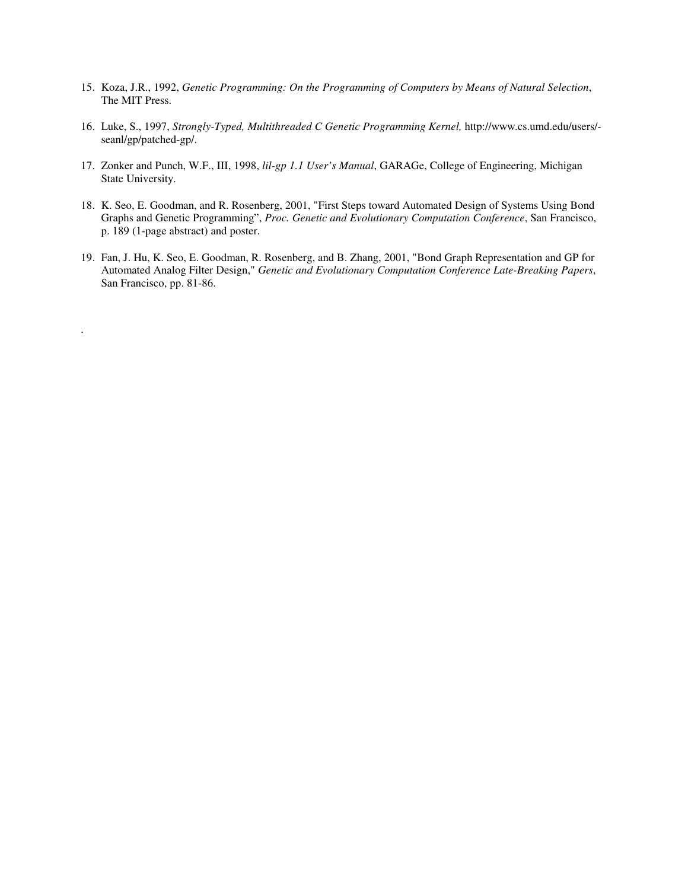15. Koza, J.R., 1992, *Genetic Programming: On the Programming of Computers by Means of Natural Selection*, The MIT Press.

16. Luke, S., 1997, *Strongly-Typed, Multithreaded C Genetic Programming Kernel,* http://www.cs.umd.edu/users/-seanl/gp/patched-gp/.

17. Zonker and Punch, W.F., III, 1998, *lil-gp 1.1 User's Manual*, GARAGe, College of Engineering, Michigan State University.

18. K. Seo, E. Goodman, and R. Rosenberg, 2001, "First Steps toward Automated Design of Systems Using Bond Graphs and Genetic Programming", *Proc. Genetic and Evolutionary Computation Conference*, San Francisco, p. 189 (1-page abstract) and poster.

19. Fan, J. Hu, K. Seo, E. Goodman, R. Rosenberg, and B. Zhang, 2001, "Bond Graph Representation and GP for Automated Analog Filter Design," *Genetic and Evolutionary Computation Conference Late-Breaking Papers*, San Francisco, pp. 81-86.

.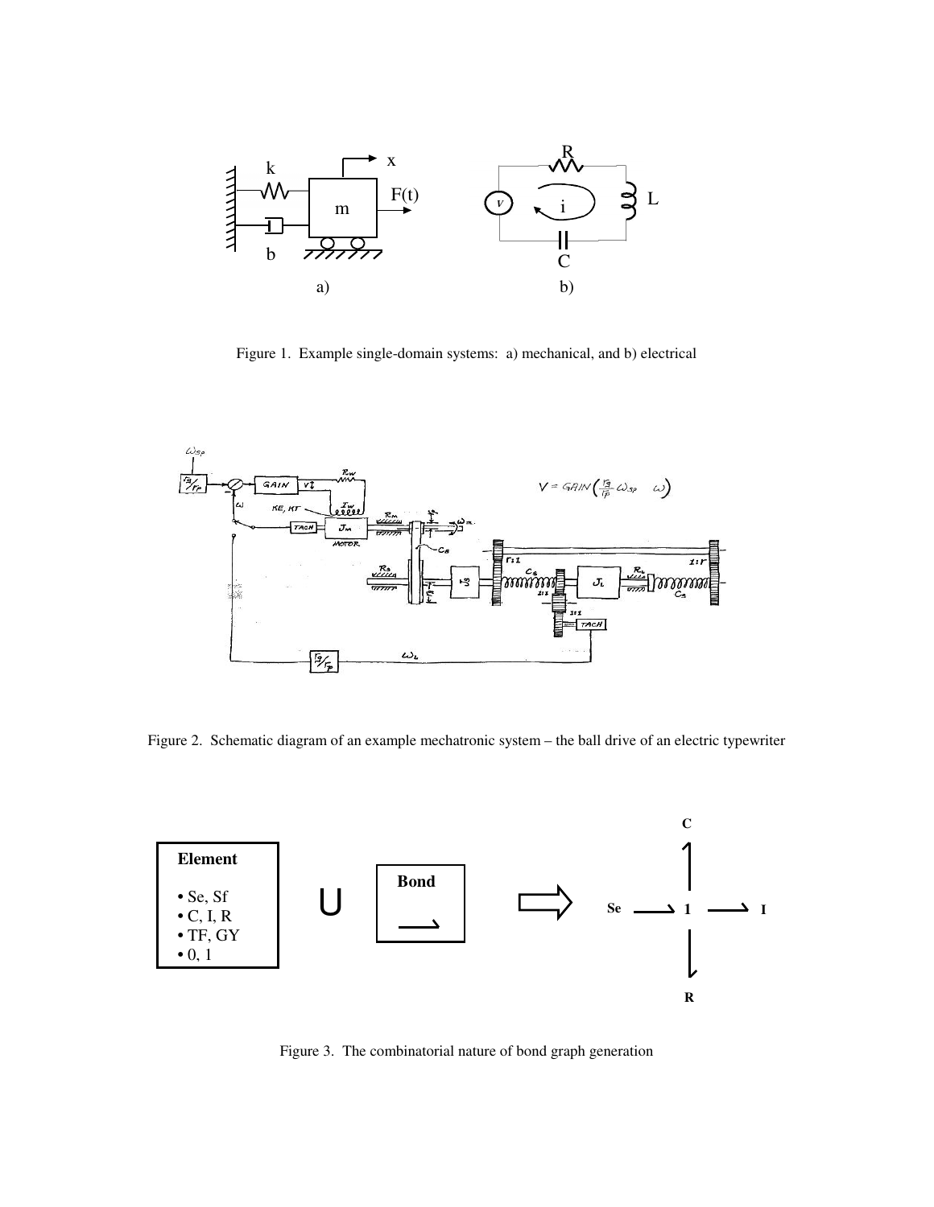Figure 1. Example single-domain systems: a) mechanical, and b) electrical

Figure 2. Schematic diagram of an example mechatronic system – the ball drive of an electric typewriter

Figure 3. The combinatorial nature of bond graph generation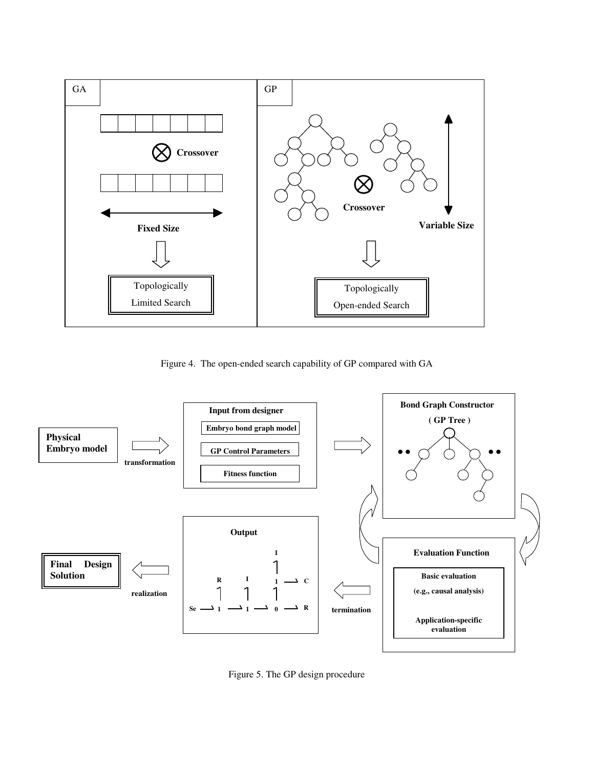Figure 4. The open-ended search capability of GP compared with GA

Figure 5. The GP design procedure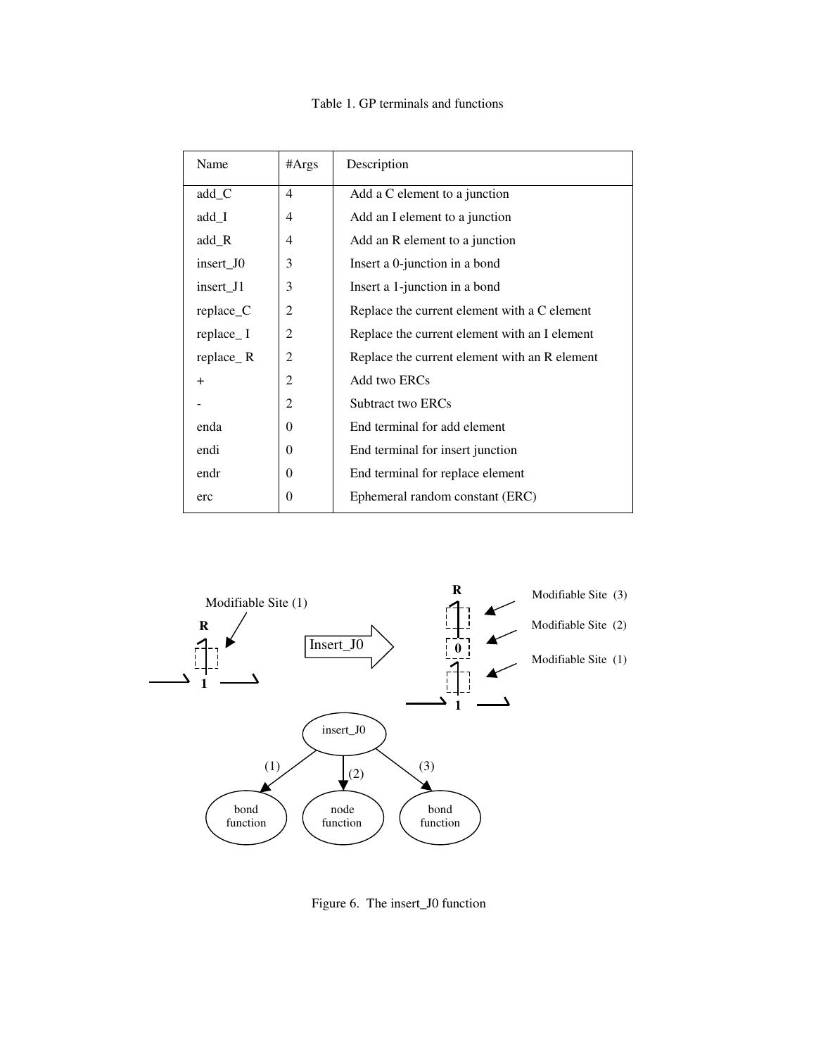Table 1. GP terminals and functions

| Name | #Args | Description |
|---|---|---|
| add_C | 4 | Add a C element to a junction |
| add_I | 4 | Add an I element to a junction |
| add_R | 4 | Add an R element to a junction |
| insert_J0 | 3 | Insert a 0-junction in a bond |
| insert_J1 | 3 | Insert a 1-junction in a bond |
| replace_C | 2 | Replace the current element with a C element |
| replace_ I | 2 | Replace the current element with an I element |
| replace_ R | 2 | Replace the current element with an R element |
| + | 2 | Add two ERCs |
| - | 2 | Subtract two ERCs |
| enda | 0 | End terminal for add element |
| endi | 0 | End terminal for insert junction |
| endr | 0 | End terminal for replace element |
| erc | 0 | Ephemeral random constant (ERC) |

Figure 6. The insert_J0 function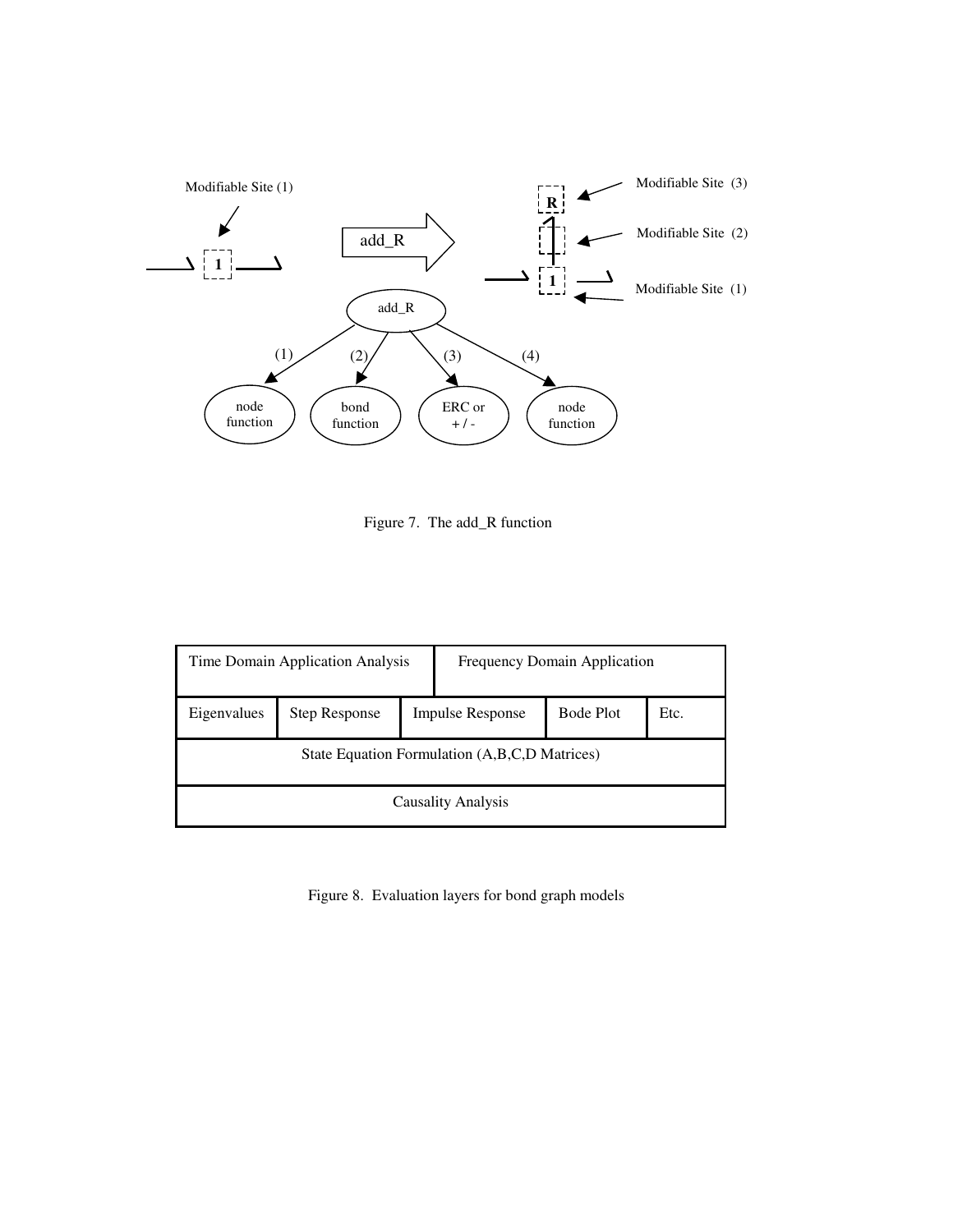Modifiable Site (1)

add_R

Modifiable Site (3)

Modifiable Site (2)

Modifiable Site (1)

add_R

(1) node function

(2) bond function

(3) ERC or + / -

(4) node function

Figure 7. The add_R function

| Time Domain Application Analysis | | | Frequency Domain Application | |
|---|---|---|---|---|
| Eigenvalues | Step Response | Impulse Response | Bode Plot | Etc. |
| State Equation Formulation (A,B,C,D Matrices) | | | | |
| Causality Analysis | | | | |

Figure 8. Evaluation layers for bond graph models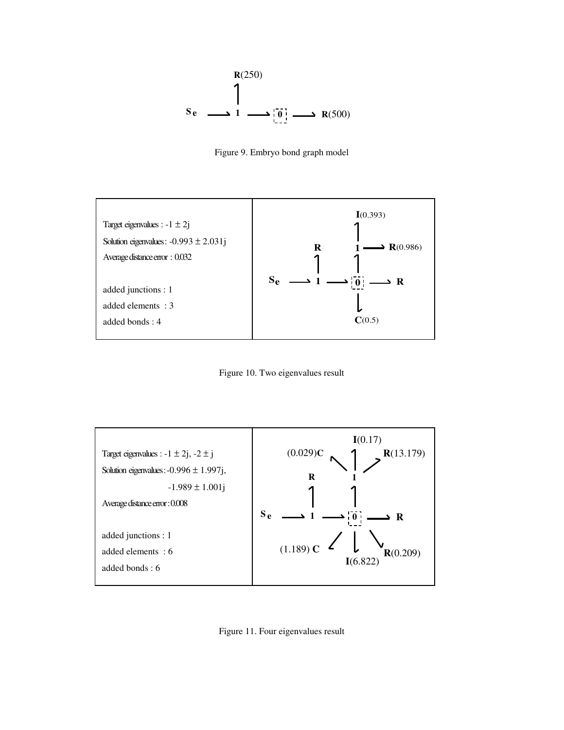Figure 9. Embryo bond graph model

| | |
|---|---|
| Target eigenvalues : $-1 \pm 2j$<br>Solution eigenvalues : $-0.993 \pm 2.031j$<br>Average distance error : 0.032<br><br>added junctions : 1<br>added elements : 3<br>added bonds : 4 | |

Figure 10. Two eigenvalues result

| | |
|---|---|
| Target eigenvalues : $-1 \pm 2j$, $-2 \pm j$<br>Solution eigenvalues : $-0.996 \pm 1.997j$,<br>$-1.989 \pm 1.001j$<br>Average distance error : 0.008<br><br>added junctions : 1<br>added elements : 6<br>added bonds : 6 | |

Figure 11. Four eigenvalues result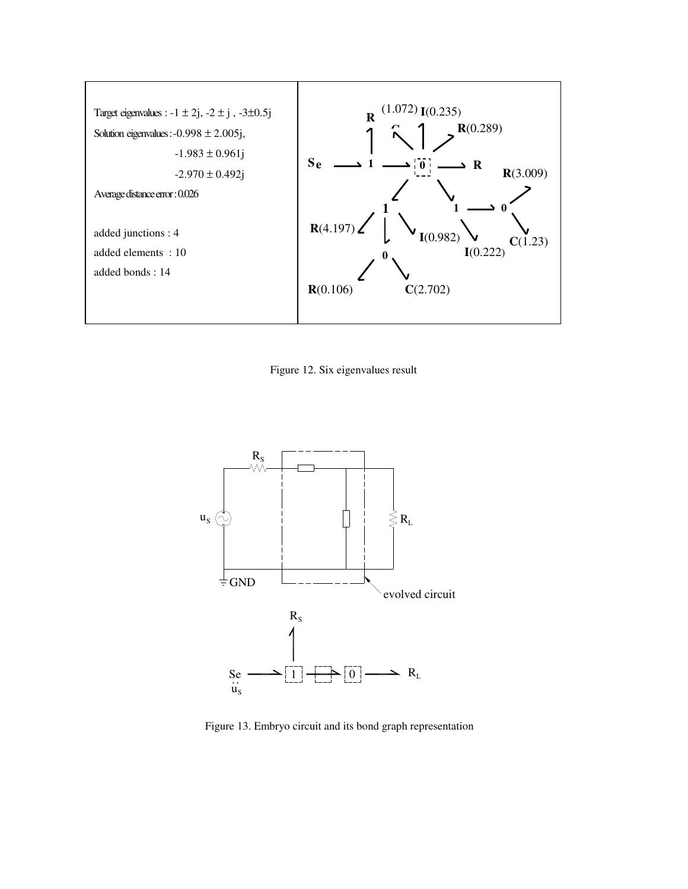| Target eigenvalues : -1 ± 2j, -2 ± j , -3±0.5j |
|---|
| Solution eigenvalues : -0.998 ± 2.005j, |
| -1.983 ± 0.961j |
| -2.970 ± 0.492j |
| Average distance error : 0.026 |
| added junctions : 4 |
| added elements : 10 |
| added bonds : 14 |

Figure 12. Six eigenvalues result

Figure 13. Embryo circuit and its bond graph representation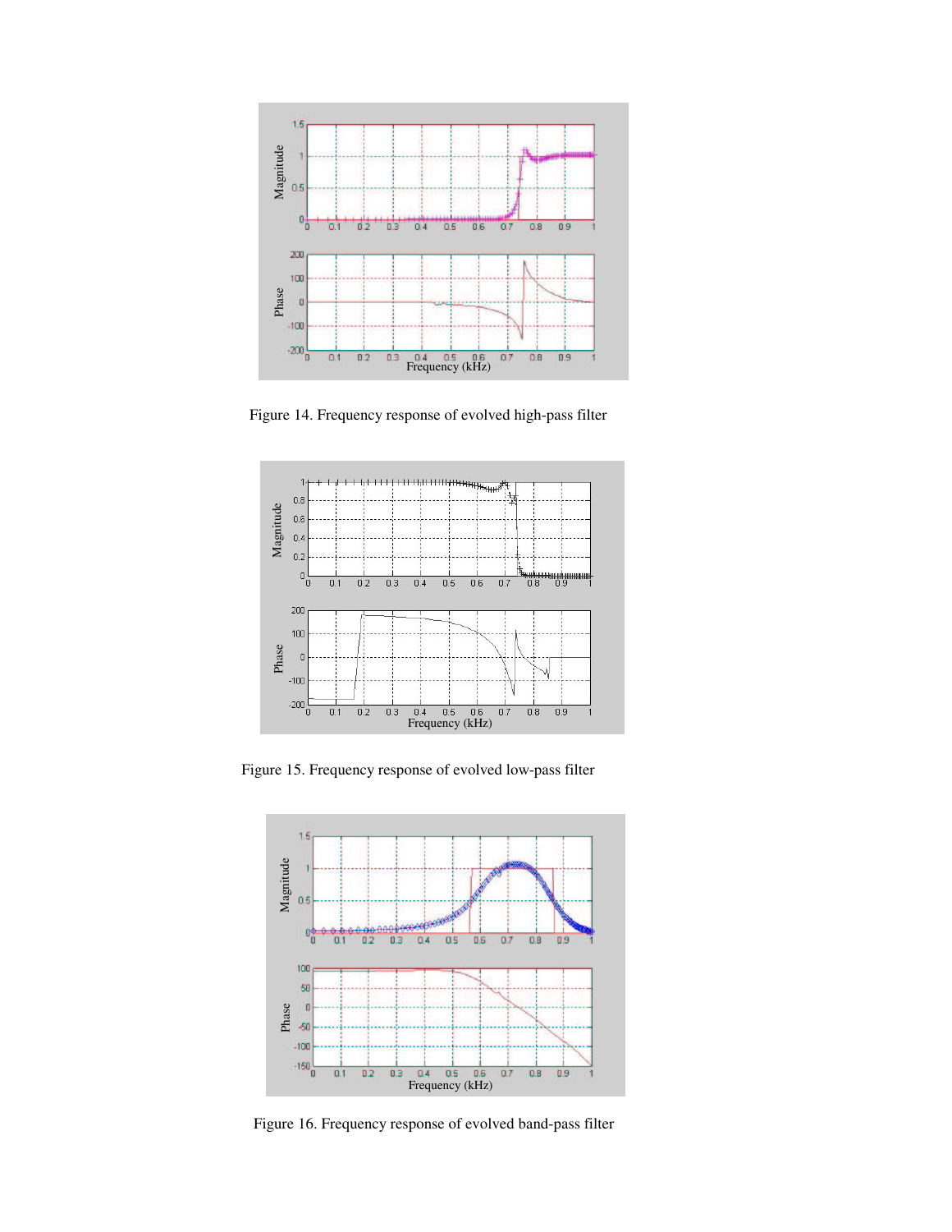Figure 14. Frequency response of evolved high-pass filter

Figure 15. Frequency response of evolved low-pass filter

Figure 16. Frequency response of evolved band-pass filter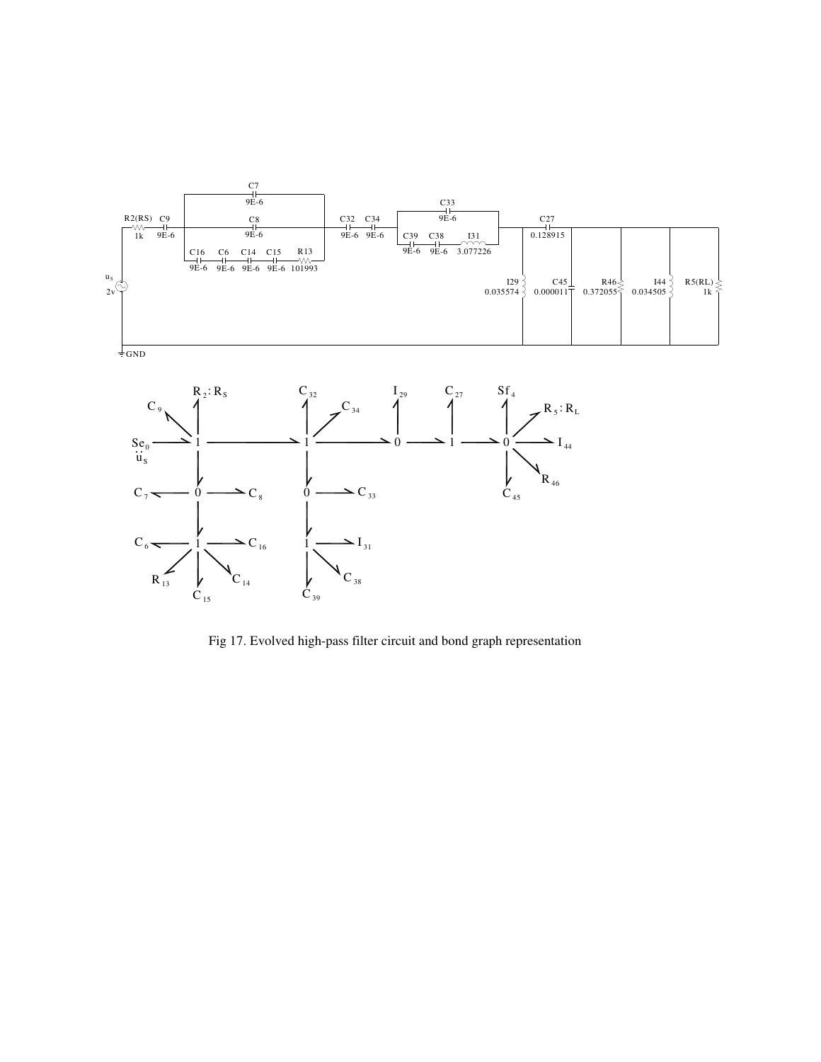Fig 17. Evolved high-pass filter circuit and bond graph representation